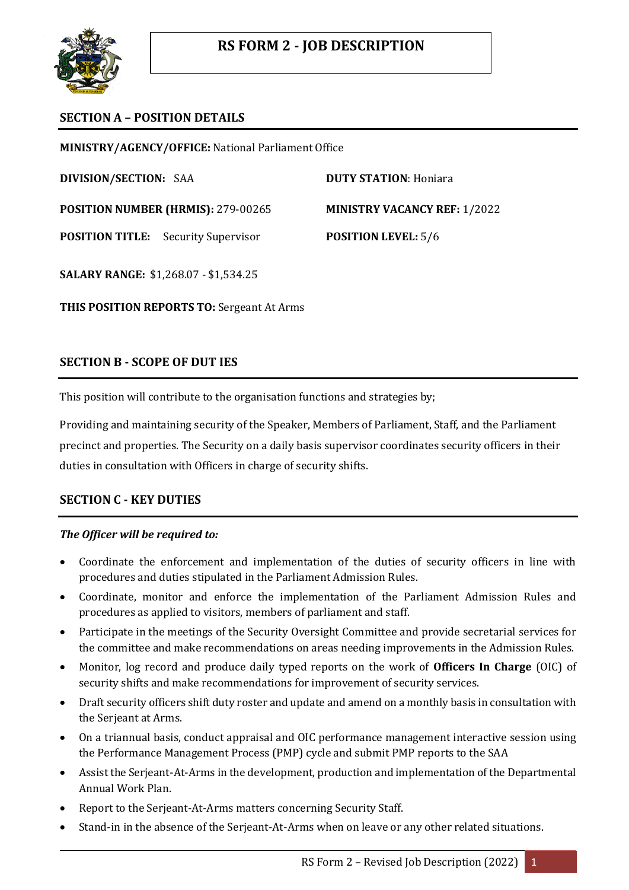# RS FORM 2 - JOB DESCRIPTION

## SECTION A – POSITION DETAILS

**MINISTRY/AGENCY/OFFICE:** National Parliament Office

**DIVISION/SECTION:** SAA

**DUTY STATION**: Honiara

**POSITION NUMBER (HRMIS):** 279-00265

**MINISTRY VACANCY REF:** 1/2022

**POSITION TITLE:** Security Supervisor

**POSITION LEVEL:** 5/6

**SALARY RANGE:** $1,268.07 - $1,534.25

**THIS POSITION REPORTS TO:** Sergeant At Arms

## SECTION B - SCOPE OF DUT IES

This position will contribute to the organisation functions and strategies by;

Providing and maintaining security of the Speaker, Members of Parliament, Staff, and the Parliament precinct and properties. The Security on a daily basis supervisor coordinates security officers in their duties in consultation with Officers in charge of security shifts.

## SECTION C - KEY DUTIES

***The Officer will be required to:***

- Coordinate the enforcement and implementation of the duties of security officers in line with procedures and duties stipulated in the Parliament Admission Rules.
- Coordinate, monitor and enforce the implementation of the Parliament Admission Rules and procedures as applied to visitors, members of parliament and staff.
- Participate in the meetings of the Security Oversight Committee and provide secretarial services for the committee and make recommendations on areas needing improvements in the Admission Rules.
- Monitor, log record and produce daily typed reports on the work of **Officers In Charge** (OIC) of security shifts and make recommendations for improvement of security services.
- Draft security officers shift duty roster and update and amend on a monthly basis in consultation with the Serjeant at Arms.
- On a triannual basis, conduct appraisal and OIC performance management interactive session using the Performance Management Process (PMP) cycle and submit PMP reports to the SAA
- Assist the Serjeant-At-Arms in the development, production and implementation of the Departmental Annual Work Plan.
- Report to the Serjeant-At-Arms matters concerning Security Staff.
- Stand-in in the absence of the Serjeant-At-Arms when on leave or any other related situations.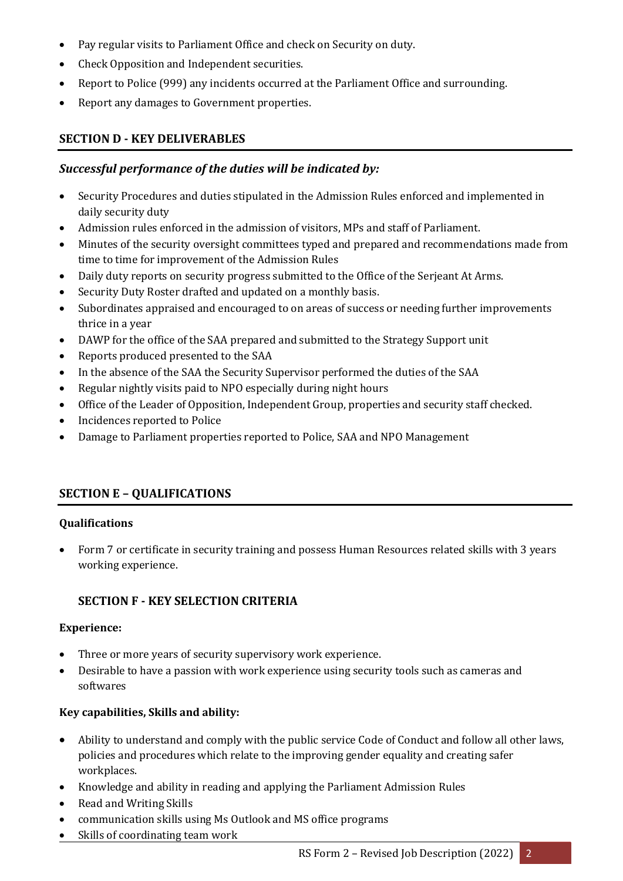- Pay regular visits to Parliament Office and check on Security on duty.
- Check Opposition and Independent securities.
- Report to Police (999) any incidents occurred at the Parliament Office and surrounding.
- Report any damages to Government properties.

## SECTION D - KEY DELIVERABLES

***Successful performance of the duties will be indicated by:***

- Security Procedures and duties stipulated in the Admission Rules enforced and implemented in daily security duty
- Admission rules enforced in the admission of visitors, MPs and staff of Parliament.
- Minutes of the security oversight committees typed and prepared and recommendations made from time to time for improvement of the Admission Rules
- Daily duty reports on security progress submitted to the Office of the Serjeant At Arms.
- Security Duty Roster drafted and updated on a monthly basis.
- Subordinates appraised and encouraged to on areas of success or needing further improvements thrice in a year
- DAWP for the office of the SAA prepared and submitted to the Strategy Support unit
- Reports produced presented to the SAA
- In the absence of the SAA the Security Supervisor performed the duties of the SAA
- Regular nightly visits paid to NPO especially during night hours
- Office of the Leader of Opposition, Independent Group, properties and security staff checked.
- Incidences reported to Police
- Damage to Parliament properties reported to Police, SAA and NPO Management

## SECTION E – QUALIFICATIONS

**Qualifications**

- Form 7 or certificate in security training and possess Human Resources related skills with 3 years working experience.

## SECTION F - KEY SELECTION CRITERIA

**Experience:**

- Three or more years of security supervisory work experience.
- Desirable to have a passion with work experience using security tools such as cameras and softwares

**Key capabilities, Skills and ability:**

- Ability to understand and comply with the public service Code of Conduct and follow all other laws, policies and procedures which relate to the improving gender equality and creating safer workplaces.
- Knowledge and ability in reading and applying the Parliament Admission Rules
- Read and Writing Skills
- communication skills using Ms Outlook and MS office programs
- Skills of coordinating team work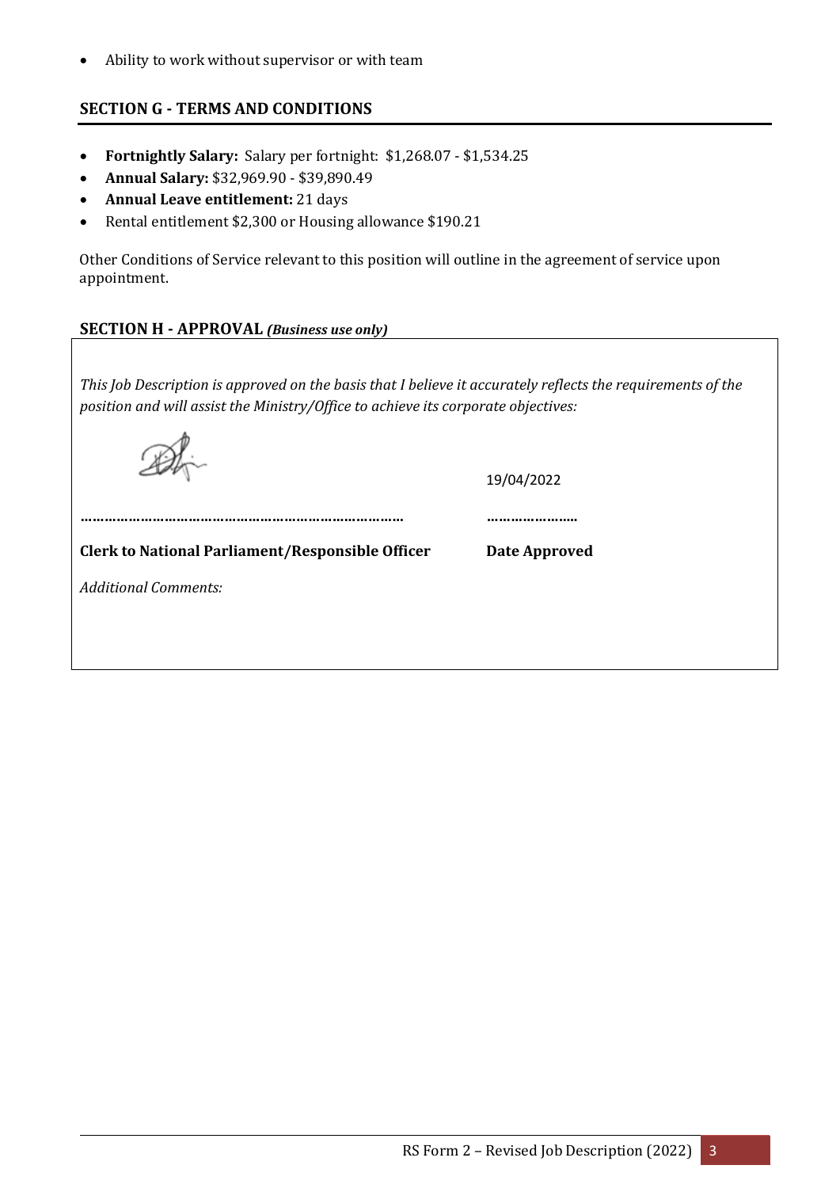- Ability to work without supervisor or with team

## SECTION G - TERMS AND CONDITIONS

- **Fortnightly Salary:** Salary per fortnight: $1,268.07 - $1,534.25
- **Annual Salary:** $32,969.90 - $39,890.49
- **Annual Leave entitlement:** 21 days
- Rental entitlement $2,300 or Housing allowance $190.21

Other Conditions of Service relevant to this position will outline in the agreement of service upon appointment.

## SECTION H - APPROVAL *(Business use only)*

*This Job Description is approved on the basis that I believe it accurately reflects the requirements of the position and will assist the Ministry/Office to achieve its corporate objectives:*

19/04/2022

……………………………………………………………………… ……………………

**Clerk to National Parliament/Responsible Officer** **Date Approved**

*Additional Comments:*